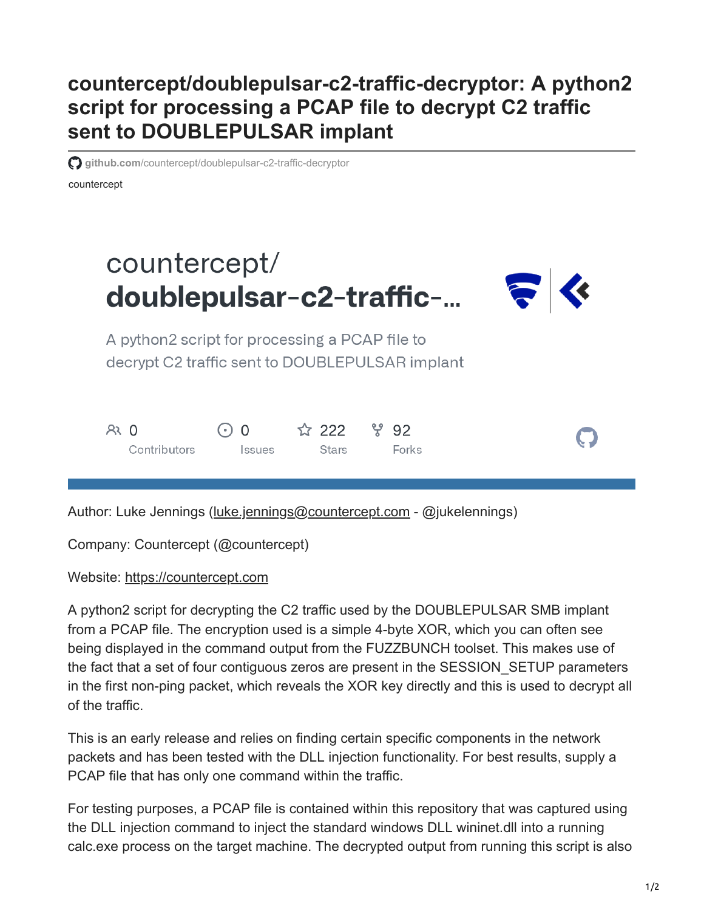# countercept/doublepulsar-c2-traffic-decryptor: A python2 script for processing a PCAP file to decrypt C2 traffic sent to DOUBLEPULSAR implant

github.com/countercept/doublepulsar-c2-traffic-decryptor

countercept

countercept/
**doublepulsar-c2-traffic-...**

A python2 script for processing a PCAP file to decrypt C2 traffic sent to DOUBLEPULSAR implant

0 Contributors | 0 Issues | 222 Stars | 92 Forks

Author: Luke Jennings (luke.jennings@countercept.com - @jukelennings)

Company: Countercept (@countercept)

Website: https://countercept.com

A python2 script for decrypting the C2 traffic used by the DOUBLEPULSAR SMB implant from a PCAP file. The encryption used is a simple 4-byte XOR, which you can often see being displayed in the command output from the FUZZBUNCH toolset. This makes use of the fact that a set of four contiguous zeros are present in the SESSION_SETUP parameters in the first non-ping packet, which reveals the XOR key directly and this is used to decrypt all of the traffic.

This is an early release and relies on finding certain specific components in the network packets and has been tested with the DLL injection functionality. For best results, supply a PCAP file that has only one command within the traffic.

For testing purposes, a PCAP file is contained within this repository that was captured using the DLL injection command to inject the standard windows DLL wininet.dll into a running calc.exe process on the target machine. The decrypted output from running this script is also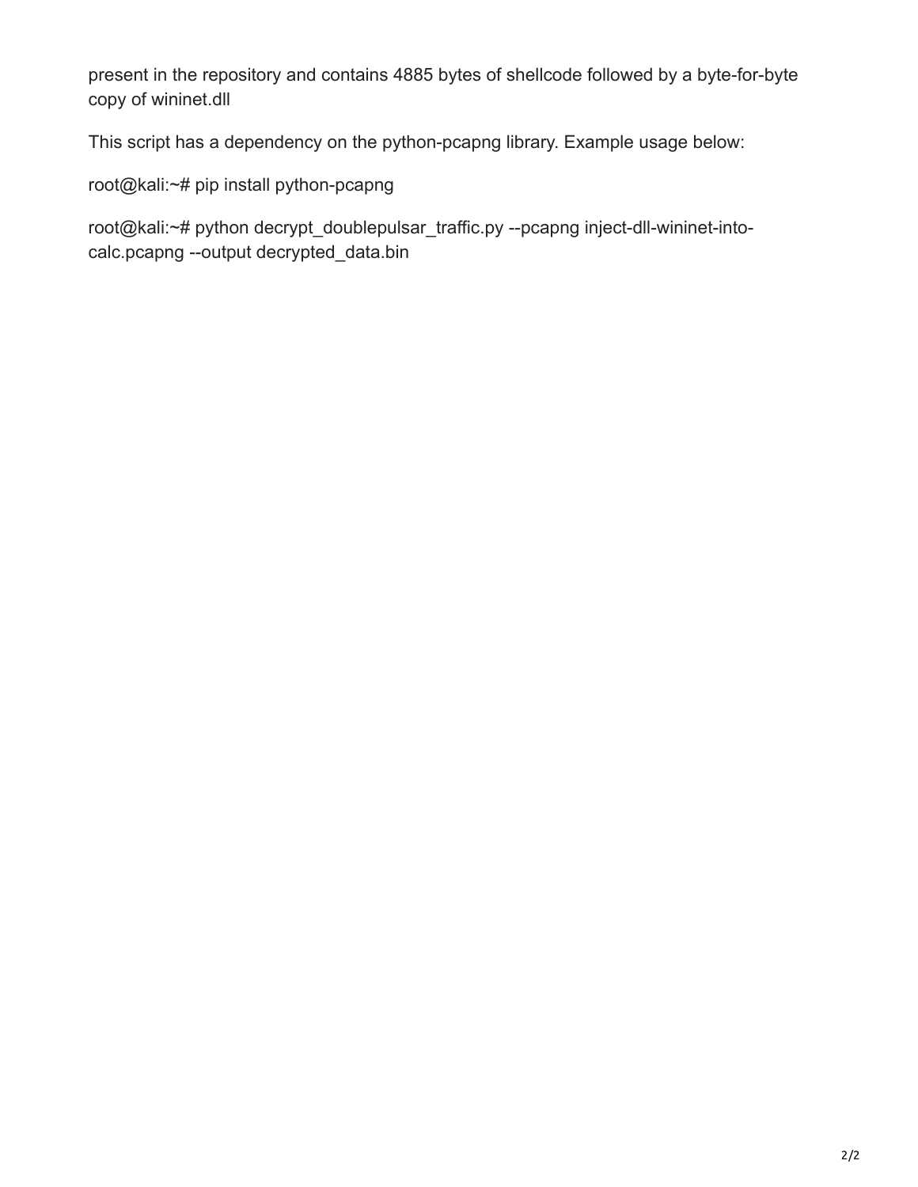present in the repository and contains 4885 bytes of shellcode followed by a byte-for-byte copy of wininet.dll

This script has a dependency on the python-pcapng library. Example usage below:

root@kali:~# pip install python-pcapng

root@kali:~# python decrypt_doublepulsar_traffic.py --pcapng inject-dll-wininet-into-calc.pcapng --output decrypted_data.bin